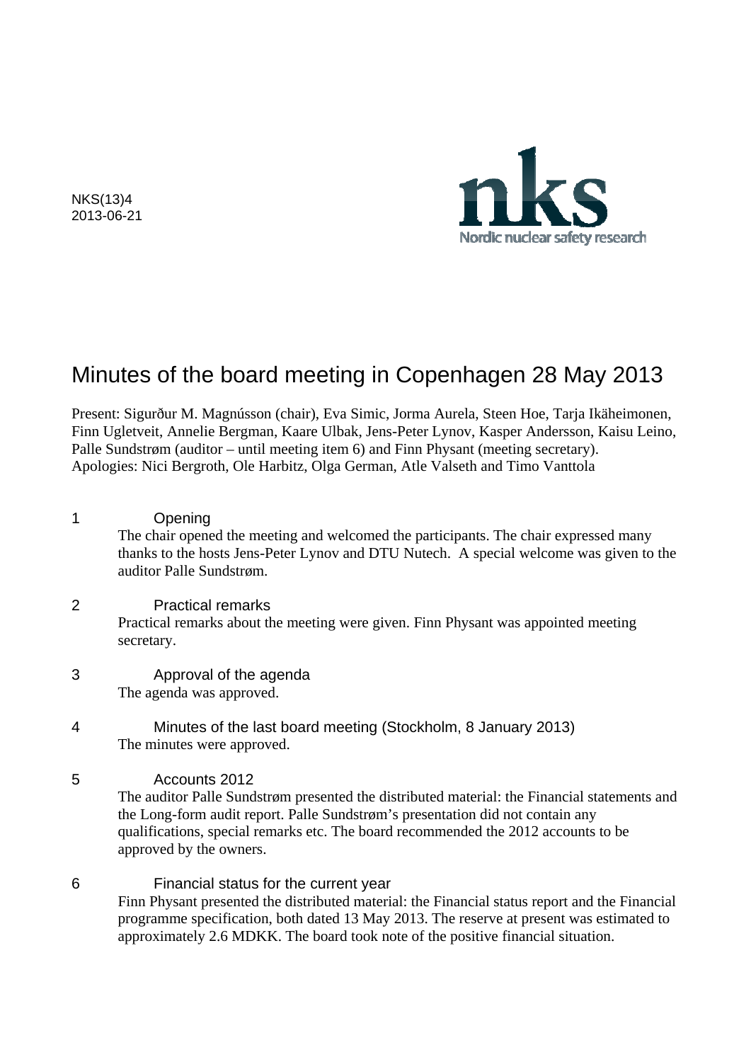NKS(13)4
2013-06-21

nks
Nordic nuclear safety research

# Minutes of the board meeting in Copenhagen 28 May 2013

Present: Sigurður M. Magnússon (chair), Eva Simic, Jorma Aurela, Steen Hoe, Tarja Ikäheimonen, Finn Ugletveit, Annelie Bergman, Kaare Ulbak, Jens-Peter Lynov, Kasper Andersson, Kaisu Leino, Palle Sundstrøm (auditor – until meeting item 6) and Finn Physant (meeting secretary).
Apologies: Nici Bergroth, Ole Harbitz, Olga German, Atle Valseth and Timo Vanttola

## 1 Opening

The chair opened the meeting and welcomed the participants. The chair expressed many thanks to the hosts Jens-Peter Lynov and DTU Nutech. A special welcome was given to the auditor Palle Sundstrøm.

## 2 Practical remarks

Practical remarks about the meeting were given. Finn Physant was appointed meeting secretary.

## 3 Approval of the agenda

The agenda was approved.

## 4 Minutes of the last board meeting (Stockholm, 8 January 2013)

The minutes were approved.

## 5 Accounts 2012

The auditor Palle Sundstrøm presented the distributed material: the Financial statements and the Long-form audit report. Palle Sundstrøm's presentation did not contain any qualifications, special remarks etc. The board recommended the 2012 accounts to be approved by the owners.

## 6 Financial status for the current year

Finn Physant presented the distributed material: the Financial status report and the Financial programme specification, both dated 13 May 2013. The reserve at present was estimated to approximately 2.6 MDKK. The board took note of the positive financial situation.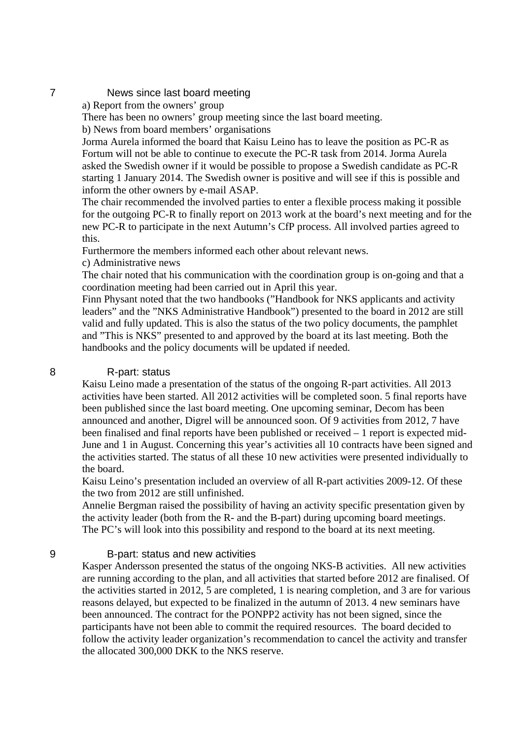## 7 News since last board meeting

a) Report from the owners' group

There has been no owners' group meeting since the last board meeting.

b) News from board members' organisations

Jorma Aurela informed the board that Kaisu Leino has to leave the position as PC-R as Fortum will not be able to continue to execute the PC-R task from 2014. Jorma Aurela asked the Swedish owner if it would be possible to propose a Swedish candidate as PC-R starting 1 January 2014. The Swedish owner is positive and will see if this is possible and inform the other owners by e-mail ASAP.

The chair recommended the involved parties to enter a flexible process making it possible for the outgoing PC-R to finally report on 2013 work at the board's next meeting and for the new PC-R to participate in the next Autumn's CfP process. All involved parties agreed to this.

Furthermore the members informed each other about relevant news.

c) Administrative news

The chair noted that his communication with the coordination group is on-going and that a coordination meeting had been carried out in April this year.

Finn Physant noted that the two handbooks ("Handbook for NKS applicants and activity leaders" and the "NKS Administrative Handbook") presented to the board in 2012 are still valid and fully updated. This is also the status of the two policy documents, the pamphlet and "This is NKS" presented to and approved by the board at its last meeting. Both the handbooks and the policy documents will be updated if needed.

## 8 R-part: status

Kaisu Leino made a presentation of the status of the ongoing R-part activities. All 2013 activities have been started. All 2012 activities will be completed soon. 5 final reports have been published since the last board meeting. One upcoming seminar, Decom has been announced and another, Digrel will be announced soon. Of 9 activities from 2012, 7 have been finalised and final reports have been published or received – 1 report is expected mid-June and 1 in August. Concerning this year's activities all 10 contracts have been signed and the activities started. The status of all these 10 new activities were presented individually to the board.

Kaisu Leino's presentation included an overview of all R-part activities 2009-12. Of these the two from 2012 are still unfinished.

Annelie Bergman raised the possibility of having an activity specific presentation given by the activity leader (both from the R- and the B-part) during upcoming board meetings. The PC's will look into this possibility and respond to the board at its next meeting.

## 9 B-part: status and new activities

Kasper Andersson presented the status of the ongoing NKS-B activities. All new activities are running according to the plan, and all activities that started before 2012 are finalised. Of the activities started in 2012, 5 are completed, 1 is nearing completion, and 3 are for various reasons delayed, but expected to be finalized in the autumn of 2013. 4 new seminars have been announced. The contract for the PONPP2 activity has not been signed, since the participants have not been able to commit the required resources. The board decided to follow the activity leader organization's recommendation to cancel the activity and transfer the allocated 300,000 DKK to the NKS reserve.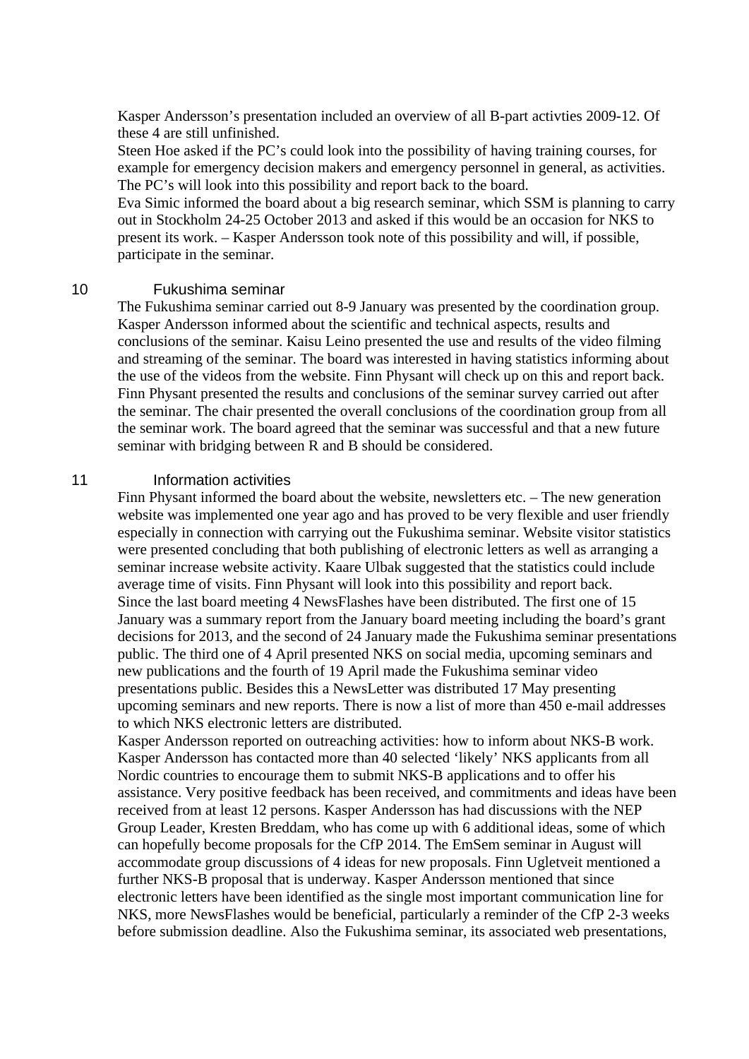Kasper Andersson's presentation included an overview of all B-part activties 2009-12. Of these 4 are still unfinished.
Steen Hoe asked if the PC's could look into the possibility of having training courses, for example for emergency decision makers and emergency personnel in general, as activities. The PC's will look into this possibility and report back to the board.
Eva Simic informed the board about a big research seminar, which SSM is planning to carry out in Stockholm 24-25 October 2013 and asked if this would be an occasion for NKS to present its work. – Kasper Andersson took note of this possibility and will, if possible, participate in the seminar.

## 10 Fukushima seminar

The Fukushima seminar carried out 8-9 January was presented by the coordination group. Kasper Andersson informed about the scientific and technical aspects, results and conclusions of the seminar. Kaisu Leino presented the use and results of the video filming and streaming of the seminar. The board was interested in having statistics informing about the use of the videos from the website. Finn Physant will check up on this and report back. Finn Physant presented the results and conclusions of the seminar survey carried out after the seminar. The chair presented the overall conclusions of the coordination group from all the seminar work. The board agreed that the seminar was successful and that a new future seminar with bridging between R and B should be considered.

## 11 Information activities

Finn Physant informed the board about the website, newsletters etc. – The new generation website was implemented one year ago and has proved to be very flexible and user friendly especially in connection with carrying out the Fukushima seminar. Website visitor statistics were presented concluding that both publishing of electronic letters as well as arranging a seminar increase website activity. Kaare Ulbak suggested that the statistics could include average time of visits. Finn Physant will look into this possibility and report back.
Since the last board meeting 4 NewsFlashes have been distributed. The first one of 15 January was a summary report from the January board meeting including the board's grant decisions for 2013, and the second of 24 January made the Fukushima seminar presentations public. The third one of 4 April presented NKS on social media, upcoming seminars and new publications and the fourth of 19 April made the Fukushima seminar video presentations public. Besides this a NewsLetter was distributed 17 May presenting upcoming seminars and new reports. There is now a list of more than 450 e-mail addresses to which NKS electronic letters are distributed.
Kasper Andersson reported on outreaching activities: how to inform about NKS-B work. Kasper Andersson has contacted more than 40 selected 'likely' NKS applicants from all Nordic countries to encourage them to submit NKS-B applications and to offer his assistance. Very positive feedback has been received, and commitments and ideas have been received from at least 12 persons. Kasper Andersson has had discussions with the NEP Group Leader, Kresten Breddam, who has come up with 6 additional ideas, some of which can hopefully become proposals for the CfP 2014. The EmSem seminar in August will accommodate group discussions of 4 ideas for new proposals. Finn Ugletveit mentioned a further NKS-B proposal that is underway. Kasper Andersson mentioned that since electronic letters have been identified as the single most important communication line for NKS, more NewsFlashes would be beneficial, particularly a reminder of the CfP 2-3 weeks before submission deadline. Also the Fukushima seminar, its associated web presentations,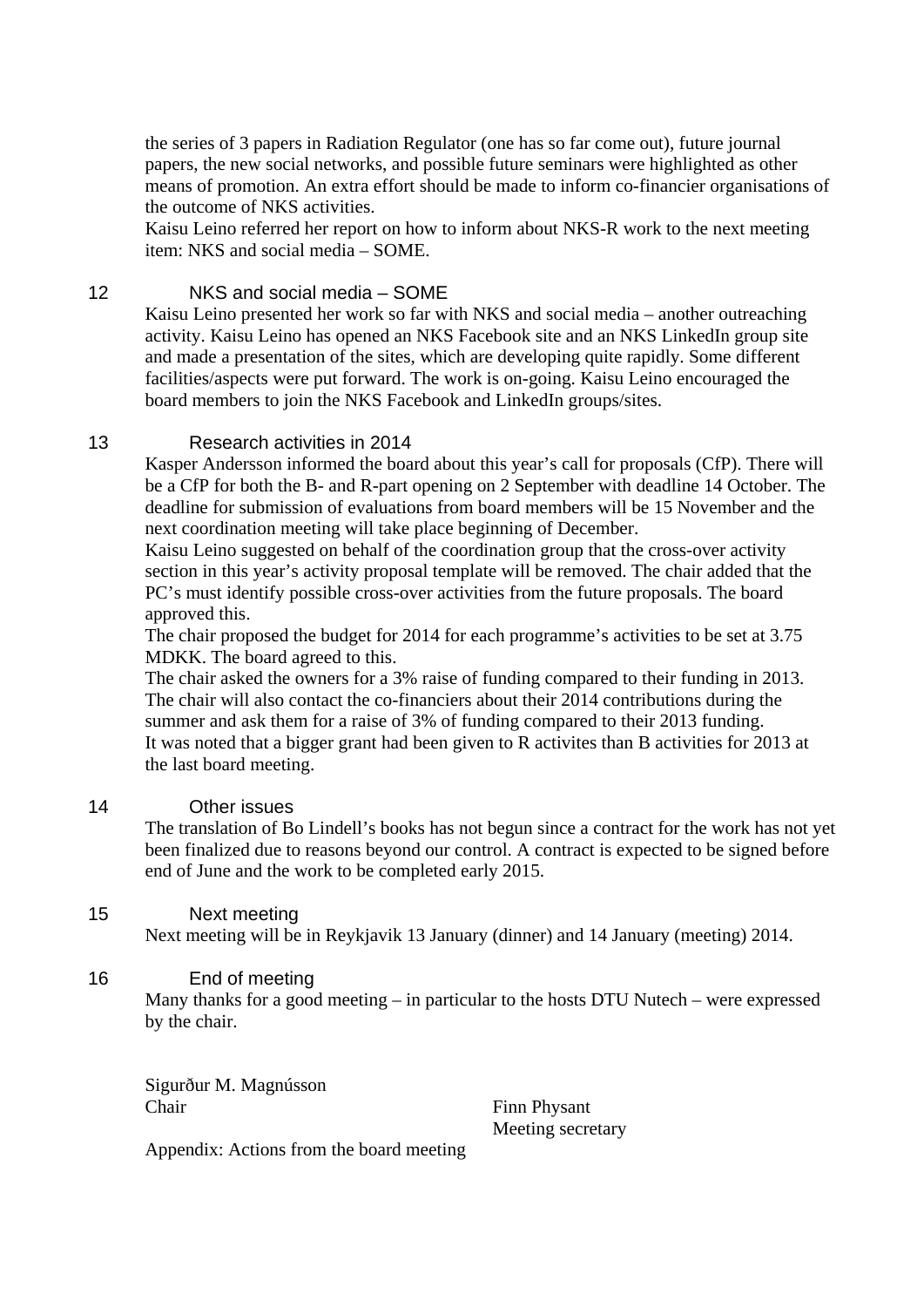the series of 3 papers in Radiation Regulator (one has so far come out), future journal papers, the new social networks, and possible future seminars were highlighted as other means of promotion. An extra effort should be made to inform co-financier organisations of the outcome of NKS activities.
Kaisu Leino referred her report on how to inform about NKS-R work to the next meeting item: NKS and social media – SOME.

## 12 NKS and social media – SOME

Kaisu Leino presented her work so far with NKS and social media – another outreaching activity. Kaisu Leino has opened an NKS Facebook site and an NKS LinkedIn group site and made a presentation of the sites, which are developing quite rapidly. Some different facilities/aspects were put forward. The work is on-going. Kaisu Leino encouraged the board members to join the NKS Facebook and LinkedIn groups/sites.

## 13 Research activities in 2014

Kasper Andersson informed the board about this year's call for proposals (CfP). There will be a CfP for both the B- and R-part opening on 2 September with deadline 14 October. The deadline for submission of evaluations from board members will be 15 November and the next coordination meeting will take place beginning of December.
Kaisu Leino suggested on behalf of the coordination group that the cross-over activity section in this year's activity proposal template will be removed. The chair added that the PC's must identify possible cross-over activities from the future proposals. The board approved this.
The chair proposed the budget for 2014 for each programme's activities to be set at 3.75 MDKK. The board agreed to this.
The chair asked the owners for a 3% raise of funding compared to their funding in 2013. The chair will also contact the co-financiers about their 2014 contributions during the summer and ask them for a raise of 3% of funding compared to their 2013 funding.
It was noted that a bigger grant had been given to R activites than B activities for 2013 at the last board meeting.

## 14 Other issues

The translation of Bo Lindell's books has not begun since a contract for the work has not yet been finalized due to reasons beyond our control. A contract is expected to be signed before end of June and the work to be completed early 2015.

## 15 Next meeting

Next meeting will be in Reykjavik 13 January (dinner) and 14 January (meeting) 2014.

## 16 End of meeting

Many thanks for a good meeting – in particular to the hosts DTU Nutech – were expressed by the chair.

Sigurður M. Magnússon
Chair

Finn Physant
Meeting secretary

Appendix: Actions from the board meeting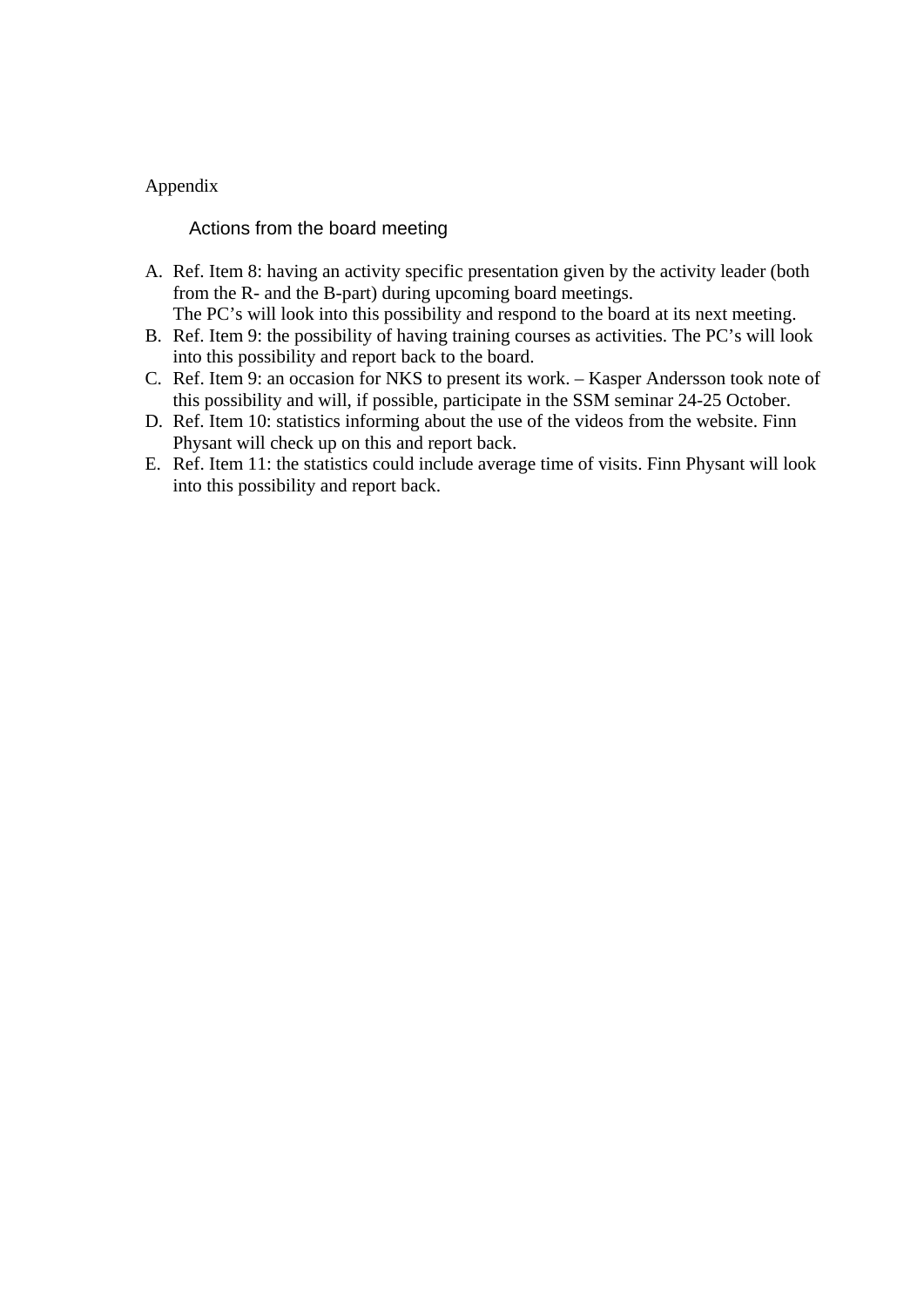Appendix

## Actions from the board meeting

A. Ref. Item 8: having an activity specific presentation given by the activity leader (both from the R- and the B-part) during upcoming board meetings.
   The PC's will look into this possibility and respond to the board at its next meeting.
B. Ref. Item 9: the possibility of having training courses as activities. The PC's will look into this possibility and report back to the board.
C. Ref. Item 9: an occasion for NKS to present its work. – Kasper Andersson took note of this possibility and will, if possible, participate in the SSM seminar 24-25 October.
D. Ref. Item 10: statistics informing about the use of the videos from the website. Finn Physant will check up on this and report back.
E. Ref. Item 11: the statistics could include average time of visits. Finn Physant will look into this possibility and report back.